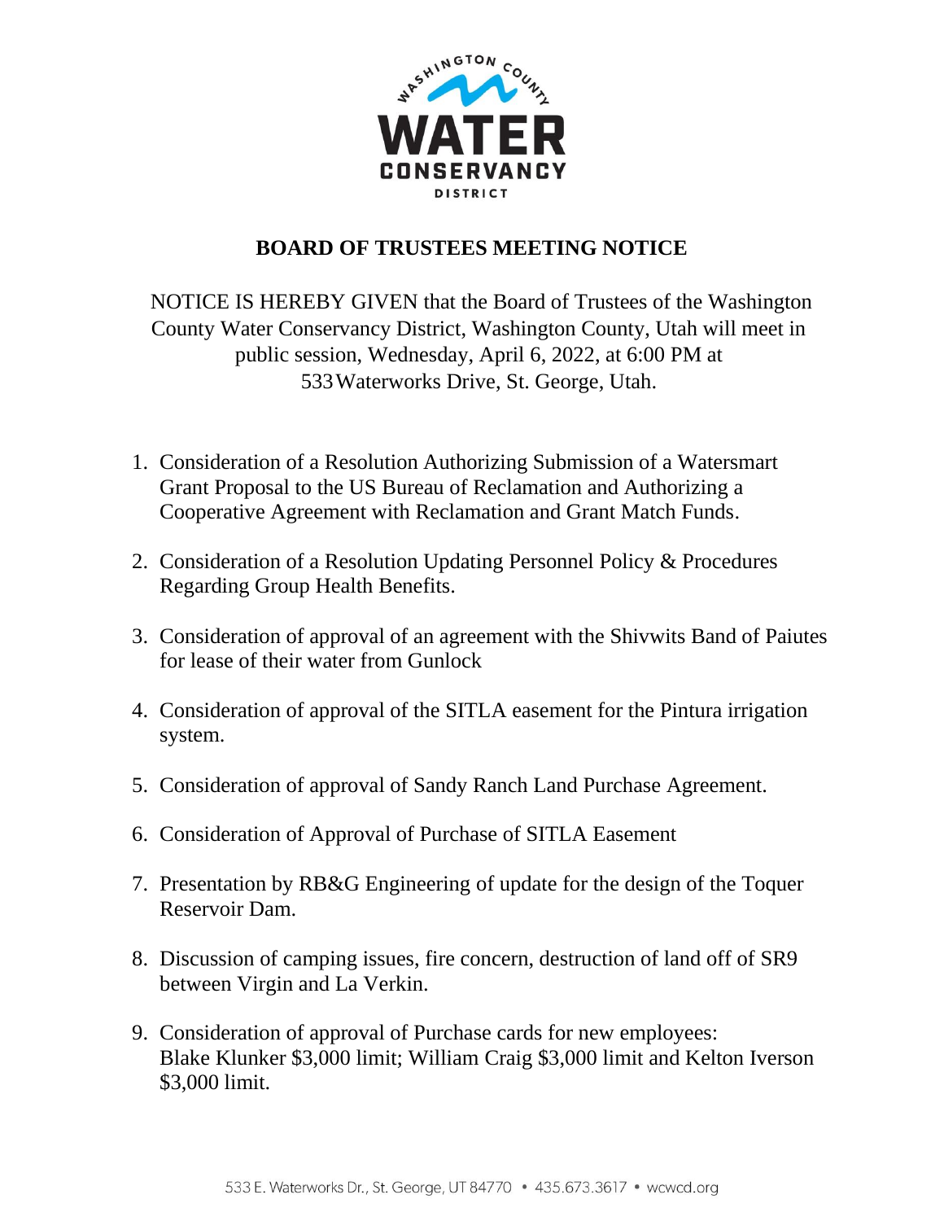# BOARD OF TRUSTEES MEETING NOTICE

NOTICE IS HEREBY GIVEN that the Board of Trustees of the Washington County Water Conservancy District, Washington County, Utah will meet in public session, Wednesday, April 6, 2022, at 6:00 PM at 533 Waterworks Drive, St. George, Utah.

1. Consideration of a Resolution Authorizing Submission of a Watersmart Grant Proposal to the US Bureau of Reclamation and Authorizing a Cooperative Agreement with Reclamation and Grant Match Funds.

2. Consideration of a Resolution Updating Personnel Policy & Procedures Regarding Group Health Benefits.

3. Consideration of approval of an agreement with the Shivwits Band of Paiutes for lease of their water from Gunlock

4. Consideration of approval of the SITLA easement for the Pintura irrigation system.

5. Consideration of approval of Sandy Ranch Land Purchase Agreement.

6. Consideration of Approval of Purchase of SITLA Easement

7. Presentation by RB&G Engineering of update for the design of the Toquer Reservoir Dam.

8. Discussion of camping issues, fire concern, destruction of land off of SR9 between Virgin and La Verkin.

9. Consideration of approval of Purchase cards for new employees: Blake Klunker $3,000 limit; William Craig $3,000 limit and Kelton Iverson $3,000 limit.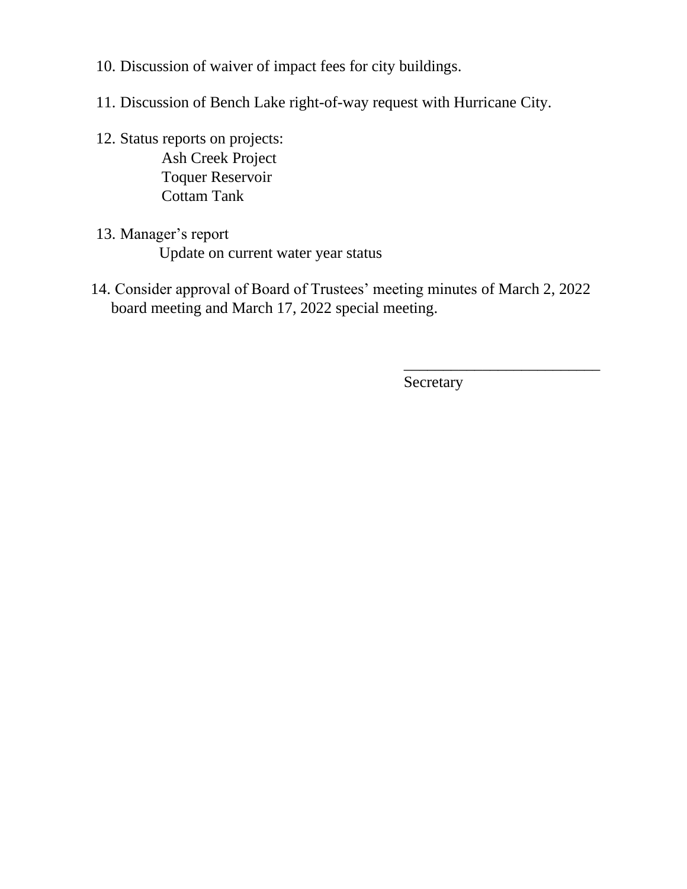10. Discussion of waiver of impact fees for city buildings.

11. Discussion of Bench Lake right-of-way request with Hurricane City.

12. Status reports on projects:
    - Ash Creek Project
    - Toquer Reservoir
    - Cottam Tank

13. Manager's report
    - Update on current water year status

14. Consider approval of Board of Trustees' meeting minutes of March 2, 2022 board meeting and March 17, 2022 special meeting.

\_\_\_\_\_\_\_\_\_\_\_\_\_\_\_\_\_\_\_\_\_\_\_\_\_\_

Secretary